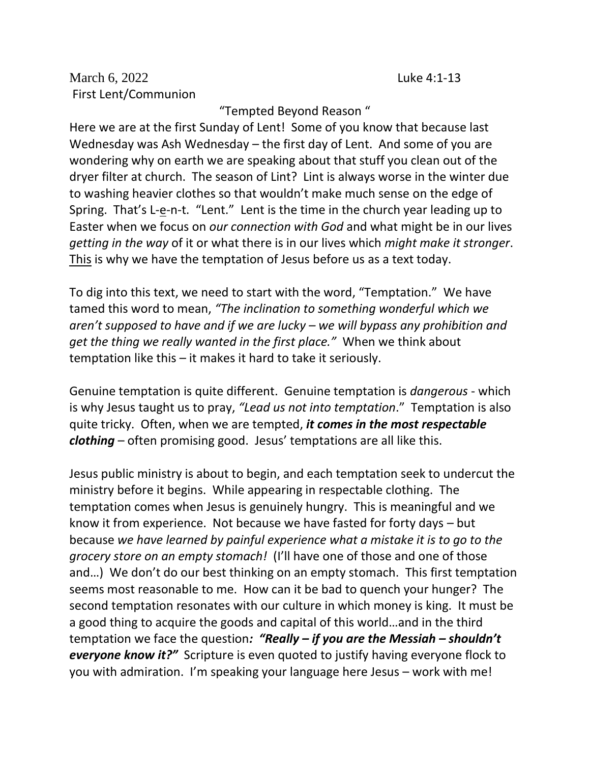March 6, 2022 Luke 4:1-13

First Lent/Communion

"Tempted Beyond Reason "

Here we are at the first Sunday of Lent! Some of you know that because last Wednesday was Ash Wednesday – the first day of Lent. And some of you are wondering why on earth we are speaking about that stuff you clean out of the dryer filter at church. The season of Lint? Lint is always worse in the winter due to washing heavier clothes so that wouldn't make much sense on the edge of Spring. That's L-<u>e</u>-n-t. "Lent." Lent is the time in the church year leading up to Easter when we focus on *our connection with God* and what might be in our lives *getting in the way* of it or what there is in our lives which *might make it stronger*. <u>This</u> is why we have the temptation of Jesus before us as a text today.

To dig into this text, we need to start with the word, "Temptation." We have tamed this word to mean, *"The inclination to something wonderful which we aren't supposed to have and if we are lucky – we will bypass any prohibition and get the thing we really wanted in the first place."* When we think about temptation like this – it makes it hard to take it seriously.

Genuine temptation is quite different. Genuine temptation is *dangerous* - which is why Jesus taught us to pray, *"Lead us not into temptation*." Temptation is also quite tricky. Often, when we are tempted, ***it comes in the most respectable clothing*** – often promising good. Jesus' temptations are all like this.

Jesus public ministry is about to begin, and each temptation seek to undercut the ministry before it begins. While appearing in respectable clothing. The temptation comes when Jesus is genuinely hungry. This is meaningful and we know it from experience. Not because we have fasted for forty days – but because *we have learned by painful experience what a mistake it is to go to the grocery store on an empty stomach!* (I'll have one of those and one of those and…) We don't do our best thinking on an empty stomach. This first temptation seems most reasonable to me. How can it be bad to quench your hunger? The second temptation resonates with our culture in which money is king. It must be a good thing to acquire the goods and capital of this world…and in the third temptation we face the question***: "Really – if you are the Messiah – shouldn't everyone know it?"*** Scripture is even quoted to justify having everyone flock to you with admiration. I'm speaking your language here Jesus – work with me!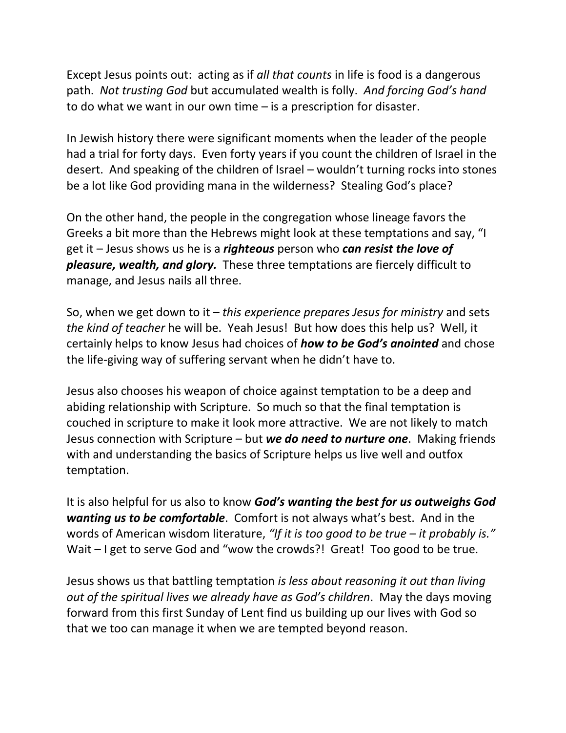Except Jesus points out: acting as if *all that counts* in life is food is a dangerous path. *Not trusting God* but accumulated wealth is folly. *And forcing God's hand* to do what we want in our own time – is a prescription for disaster.

In Jewish history there were significant moments when the leader of the people had a trial for forty days. Even forty years if you count the children of Israel in the desert. And speaking of the children of Israel – wouldn't turning rocks into stones be a lot like God providing mana in the wilderness? Stealing God's place?

On the other hand, the people in the congregation whose lineage favors the Greeks a bit more than the Hebrews might look at these temptations and say, "I get it – Jesus shows us he is a ***righteous*** person who ***can resist the love of pleasure, wealth, and glory.*** These three temptations are fiercely difficult to manage, and Jesus nails all three.

So, when we get down to it – *this experience prepares Jesus for ministry* and sets *the kind of teacher* he will be. Yeah Jesus! But how does this help us? Well, it certainly helps to know Jesus had choices of ***how to be God's anointed*** and chose the life-giving way of suffering servant when he didn't have to.

Jesus also chooses his weapon of choice against temptation to be a deep and abiding relationship with Scripture. So much so that the final temptation is couched in scripture to make it look more attractive. We are not likely to match Jesus connection with Scripture – but ***we do need to nurture one***. Making friends with and understanding the basics of Scripture helps us live well and outfox temptation.

It is also helpful for us also to know ***God's wanting the best for us outweighs God wanting us to be comfortable***. Comfort is not always what's best. And in the words of American wisdom literature, *"If it is too good to be true – it probably is."* Wait – I get to serve God and "wow the crowds?! Great! Too good to be true.

Jesus shows us that battling temptation *is less about reasoning it out than living out of the spiritual lives we already have as God's children*. May the days moving forward from this first Sunday of Lent find us building up our lives with God so that we too can manage it when we are tempted beyond reason.